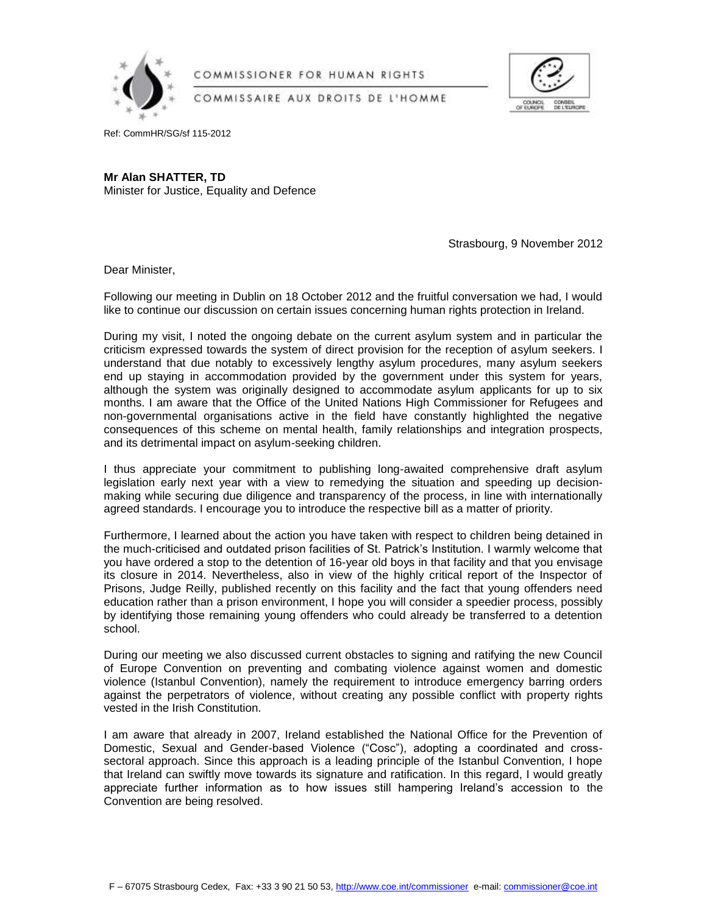COMMISSIONER FOR HUMAN RIGHTS

COMMISSAIRE AUX DROITS DE L'HOMME

Ref: CommHR/SG/sf 115-2012

**Mr Alan SHATTER, TD**
Minister for Justice, Equality and Defence

Strasbourg, 9 November 2012

Dear Minister,

Following our meeting in Dublin on 18 October 2012 and the fruitful conversation we had, I would like to continue our discussion on certain issues concerning human rights protection in Ireland.

During my visit, I noted the ongoing debate on the current asylum system and in particular the criticism expressed towards the system of direct provision for the reception of asylum seekers. I understand that due notably to excessively lengthy asylum procedures, many asylum seekers end up staying in accommodation provided by the government under this system for years, although the system was originally designed to accommodate asylum applicants for up to six months. I am aware that the Office of the United Nations High Commissioner for Refugees and non-governmental organisations active in the field have constantly highlighted the negative consequences of this scheme on mental health, family relationships and integration prospects, and its detrimental impact on asylum-seeking children.

I thus appreciate your commitment to publishing long-awaited comprehensive draft asylum legislation early next year with a view to remedying the situation and speeding up decision-making while securing due diligence and transparency of the process, in line with internationally agreed standards. I encourage you to introduce the respective bill as a matter of priority.

Furthermore, I learned about the action you have taken with respect to children being detained in the much-criticised and outdated prison facilities of St. Patrick's Institution. I warmly welcome that you have ordered a stop to the detention of 16-year old boys in that facility and that you envisage its closure in 2014. Nevertheless, also in view of the highly critical report of the Inspector of Prisons, Judge Reilly, published recently on this facility and the fact that young offenders need education rather than a prison environment, I hope you will consider a speedier process, possibly by identifying those remaining young offenders who could already be transferred to a detention school.

During our meeting we also discussed current obstacles to signing and ratifying the new Council of Europe Convention on preventing and combating violence against women and domestic violence (Istanbul Convention), namely the requirement to introduce emergency barring orders against the perpetrators of violence, without creating any possible conflict with property rights vested in the Irish Constitution.

I am aware that already in 2007, Ireland established the National Office for the Prevention of Domestic, Sexual and Gender-based Violence ("Cosc"), adopting a coordinated and cross-sectoral approach. Since this approach is a leading principle of the Istanbul Convention, I hope that Ireland can swiftly move towards its signature and ratification. In this regard, I would greatly appreciate further information as to how issues still hampering Ireland's accession to the Convention are being resolved.

F – 67075 Strasbourg Cedex, Fax: +33 3 90 21 50 53, http://www.coe.int/commissioner e-mail: commissioner@coe.int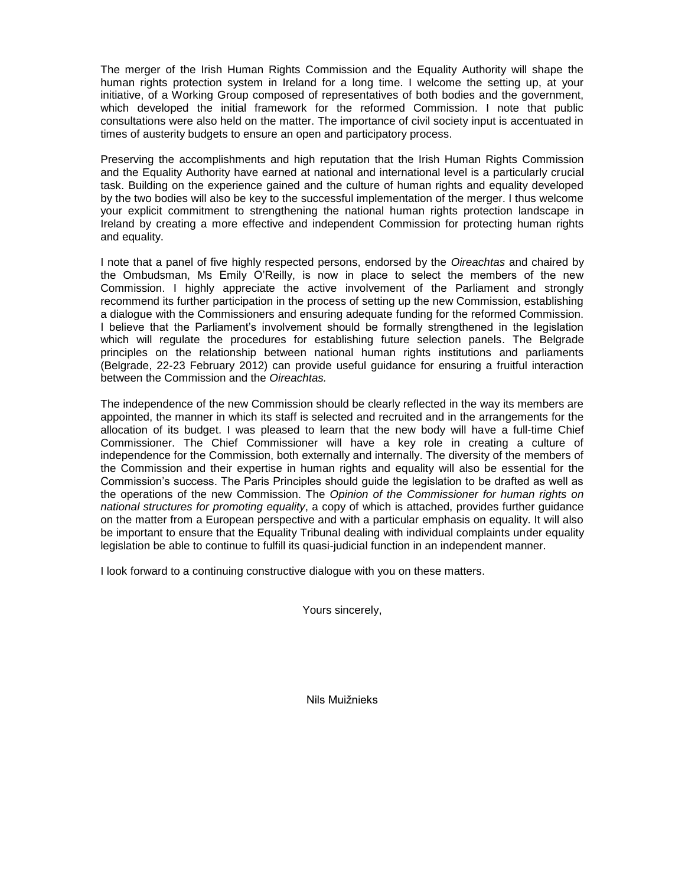The merger of the Irish Human Rights Commission and the Equality Authority will shape the human rights protection system in Ireland for a long time. I welcome the setting up, at your initiative, of a Working Group composed of representatives of both bodies and the government, which developed the initial framework for the reformed Commission. I note that public consultations were also held on the matter. The importance of civil society input is accentuated in times of austerity budgets to ensure an open and participatory process.

Preserving the accomplishments and high reputation that the Irish Human Rights Commission and the Equality Authority have earned at national and international level is a particularly crucial task. Building on the experience gained and the culture of human rights and equality developed by the two bodies will also be key to the successful implementation of the merger. I thus welcome your explicit commitment to strengthening the national human rights protection landscape in Ireland by creating a more effective and independent Commission for protecting human rights and equality.

I note that a panel of five highly respected persons, endorsed by the *Oireachtas* and chaired by the Ombudsman, Ms Emily O'Reilly, is now in place to select the members of the new Commission. I highly appreciate the active involvement of the Parliament and strongly recommend its further participation in the process of setting up the new Commission, establishing a dialogue with the Commissioners and ensuring adequate funding for the reformed Commission. I believe that the Parliament's involvement should be formally strengthened in the legislation which will regulate the procedures for establishing future selection panels. The Belgrade principles on the relationship between national human rights institutions and parliaments (Belgrade, 22-23 February 2012) can provide useful guidance for ensuring a fruitful interaction between the Commission and the *Oireachtas.*

The independence of the new Commission should be clearly reflected in the way its members are appointed, the manner in which its staff is selected and recruited and in the arrangements for the allocation of its budget. I was pleased to learn that the new body will have a full-time Chief Commissioner. The Chief Commissioner will have a key role in creating a culture of independence for the Commission, both externally and internally. The diversity of the members of the Commission and their expertise in human rights and equality will also be essential for the Commission's success. The Paris Principles should guide the legislation to be drafted as well as the operations of the new Commission. The *Opinion of the Commissioner for human rights on national structures for promoting equality*, a copy of which is attached, provides further guidance on the matter from a European perspective and with a particular emphasis on equality. It will also be important to ensure that the Equality Tribunal dealing with individual complaints under equality legislation be able to continue to fulfill its quasi-judicial function in an independent manner.

I look forward to a continuing constructive dialogue with you on these matters.

Yours sincerely,

Nils Muižnieks